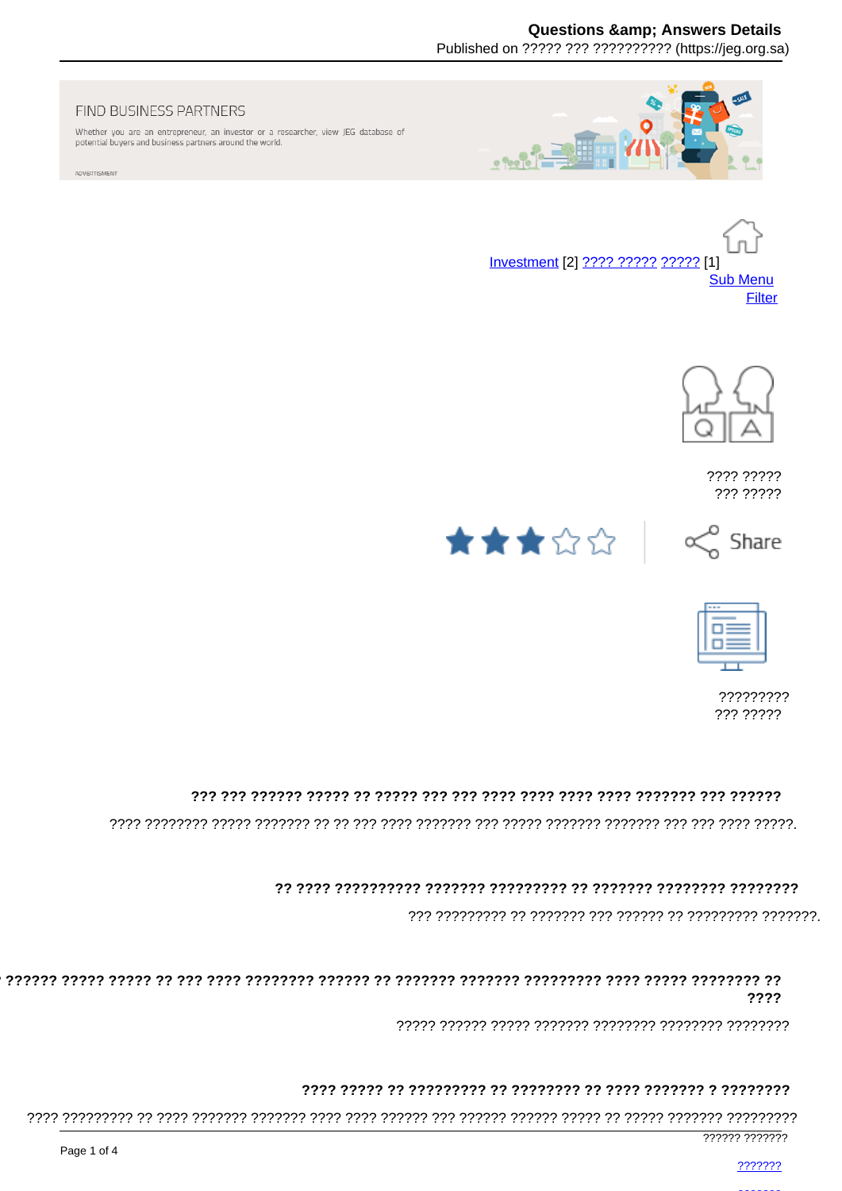FIND BUSINESS PARTNERS

Whether you are an entrepreneur, an investor or a researcher, view JEG database of potential buyers and business partners around the world.

ADVERTISMENT

Investment [2] ???? ????? ????? [1]
Sub Menu
Filter

???? ?????
??? ?????

Share

?????????
??? ?????

**??? ??? ?????? ????? ?? ????? ??? ??? ???? ???? ???? ???? ??????? ??? ??????**

???? ???????? ????? ??????? ?? ?? ??? ???? ??????? ??? ????? ??????? ??????? ??? ??? ???? ?????.

**?? ???? ?????????? ??????? ????????? ?? ??????? ???????? ????????**

??? ????????? ?? ??????? ??? ?????? ?? ????????? ???????.

**?????? ????? ????? ?? ??? ???? ???????? ?????? ?? ??????? ??????? ????????? ???? ????? ???????? ?? ????**

????? ?????? ????? ??????? ???????? ???????? ????????

**???? ????? ?? ????????? ?? ???????? ?? ???? ??????? ? ????????**

???? ????????? ?? ???? ??????? ??????? ???? ???? ?????? ??? ?????? ?????? ????? ?? ????? ??????? ?????????

?????? ???????

???????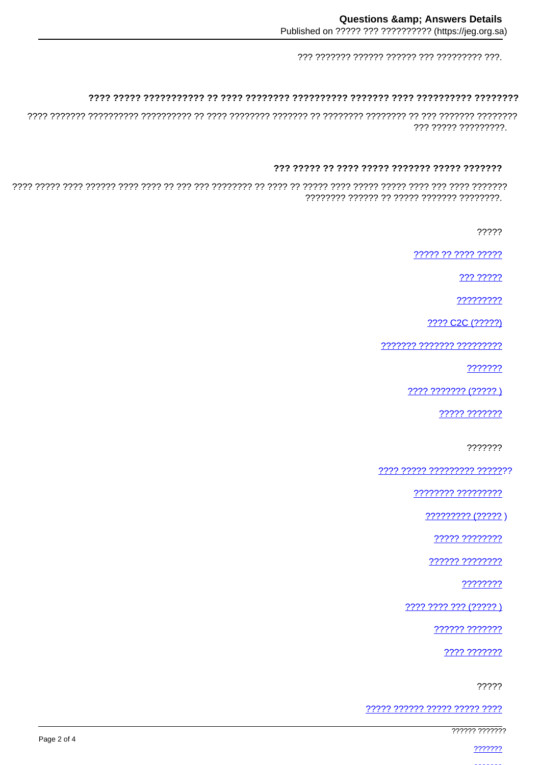??? ??????? ?????? ?????? ??? ????????? ???.

**???? ????? ??????????? ?? ???? ???????? ?????????? ??????? ???? ?????????? ????????**

???? ??????? ?????????? ?????????? ?? ???? ???????? ??????? ?? ???????? ???????? ?? ??? ??????? ???????? ??? ????? ?????????.

**??? ????? ?? ???? ????? ??????? ????? ???????**

???? ????? ???? ?????? ???? ???? ?? ??? ??? ???????? ?? ???? ?? ????? ???? ????? ????? ???? ??? ???? ??????? ???????? ?????? ?? ????? ??????? ????????.

?????

- ????? ?? ???? ?????
- ??? ?????
- ?????????
- ???? C2C (?????)
- ??????? ??????? ?????????
- ???????
- ???? ??????? (????? )
- ????? ???????

???????

- ???? ????? ????????? ???????
- ???????? ?????????
- ????????? (????? )
- ????? ????????
- ?????? ????????
- ????????
- ???? ???? ??? (????? )
- ?????? ???????
- ???? ???????

?????

- ????? ?????? ????? ????? ????
- ?????? ???????
- ???????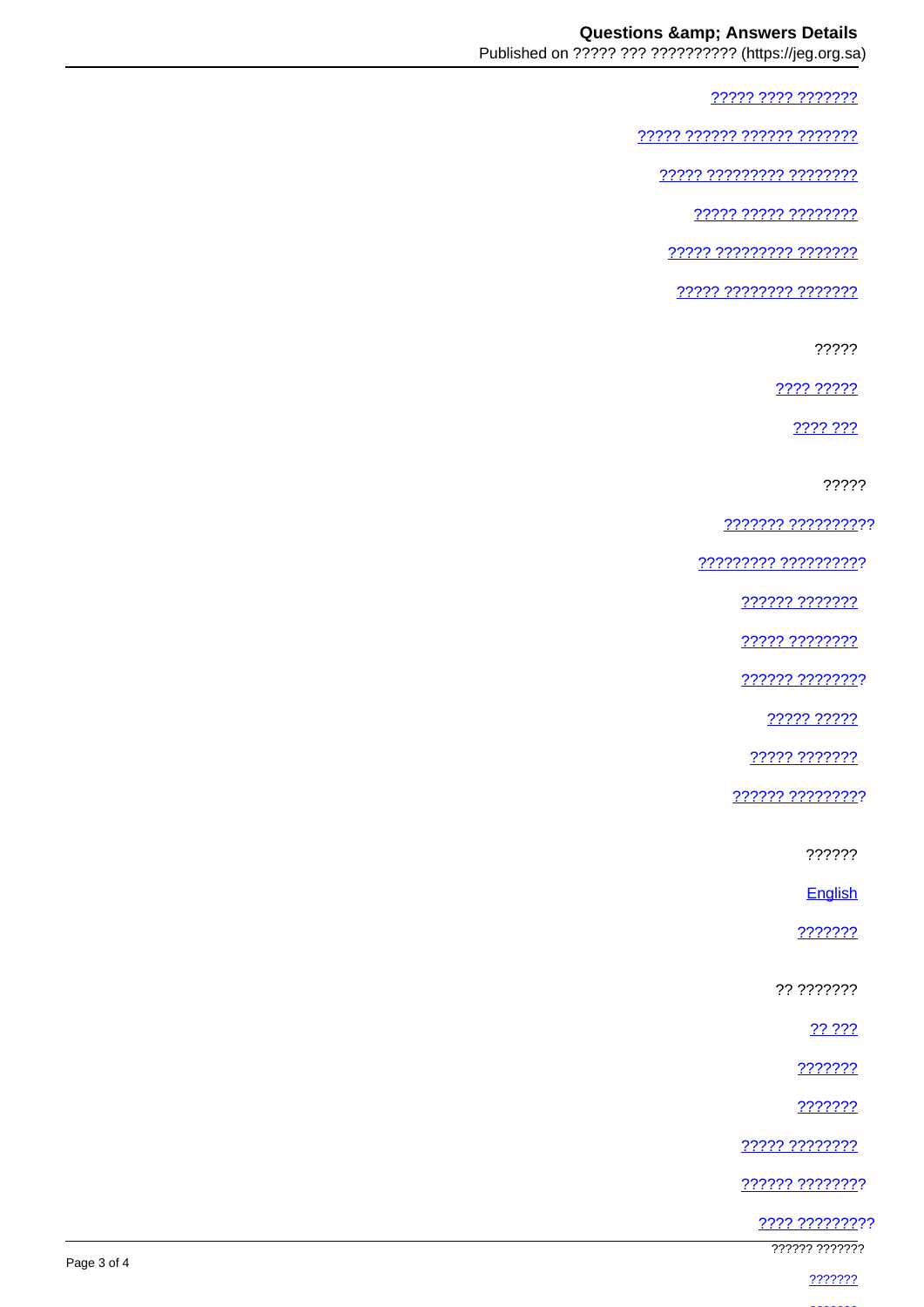????? ???? ???????

?????? ?????? ?????? ???????

????? ????????? ????????

????? ????? ????????

????? ????????? ???????

????? ???????? ???????

?????

???? ?????

???? ???

?????

??????? ??????????

????????? ??????????

?????? ???????

????? ????????

?????? ????????

????? ?????

????? ???????

?????? ?????????

??????

English

???????

?? ???????

?? ???

???????

???????

????? ????????

?????? ????????

???? ?????????

?????? ???????

???????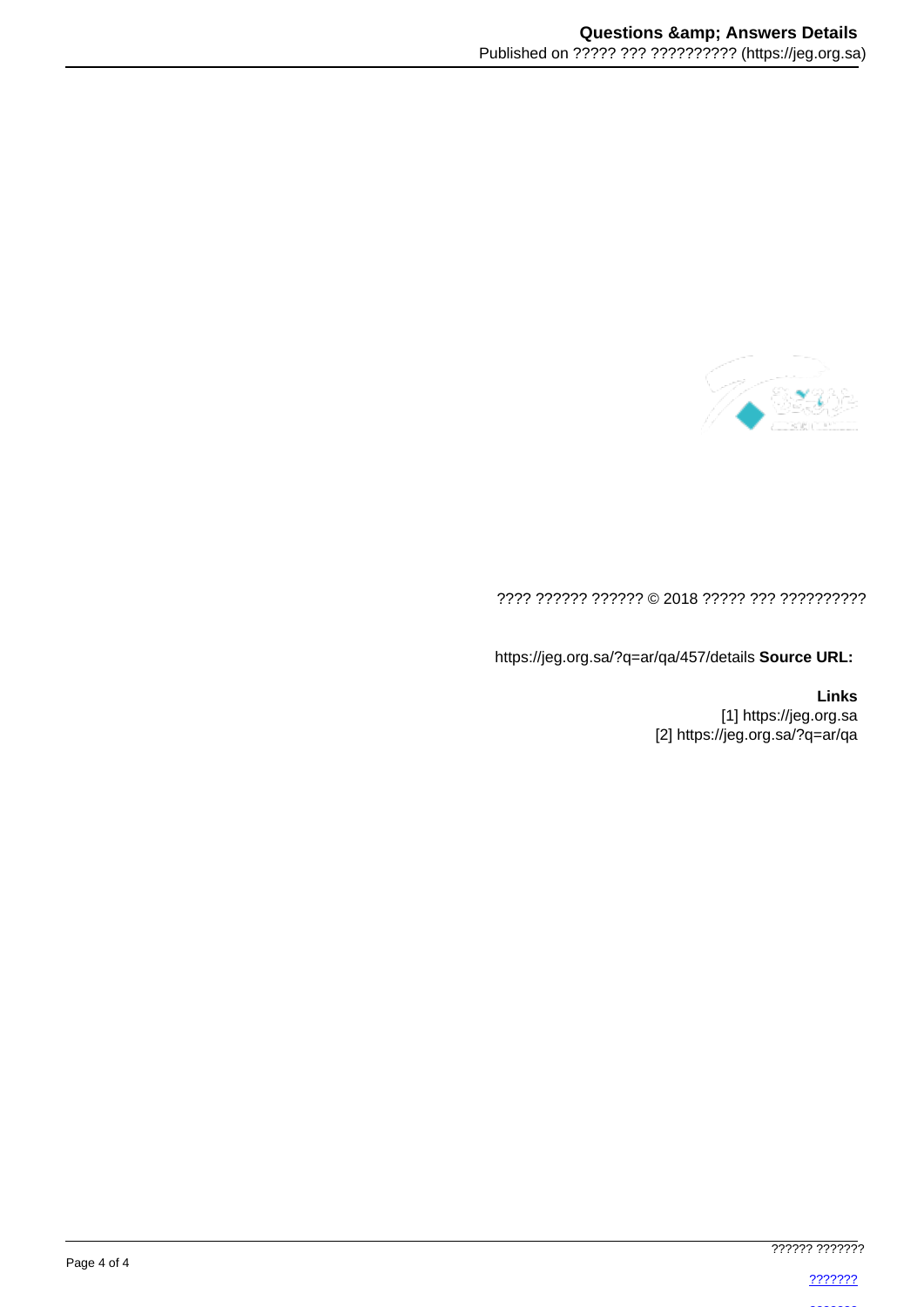???? ?????? ?????? © 2018 ????? ??? ??????????

https://jeg.org.sa/?q=ar/qa/457/details **Source URL:**

**Links**
[1] https://jeg.org.sa
[2] https://jeg.org.sa/?q=ar/qa

?????? ???????

???????